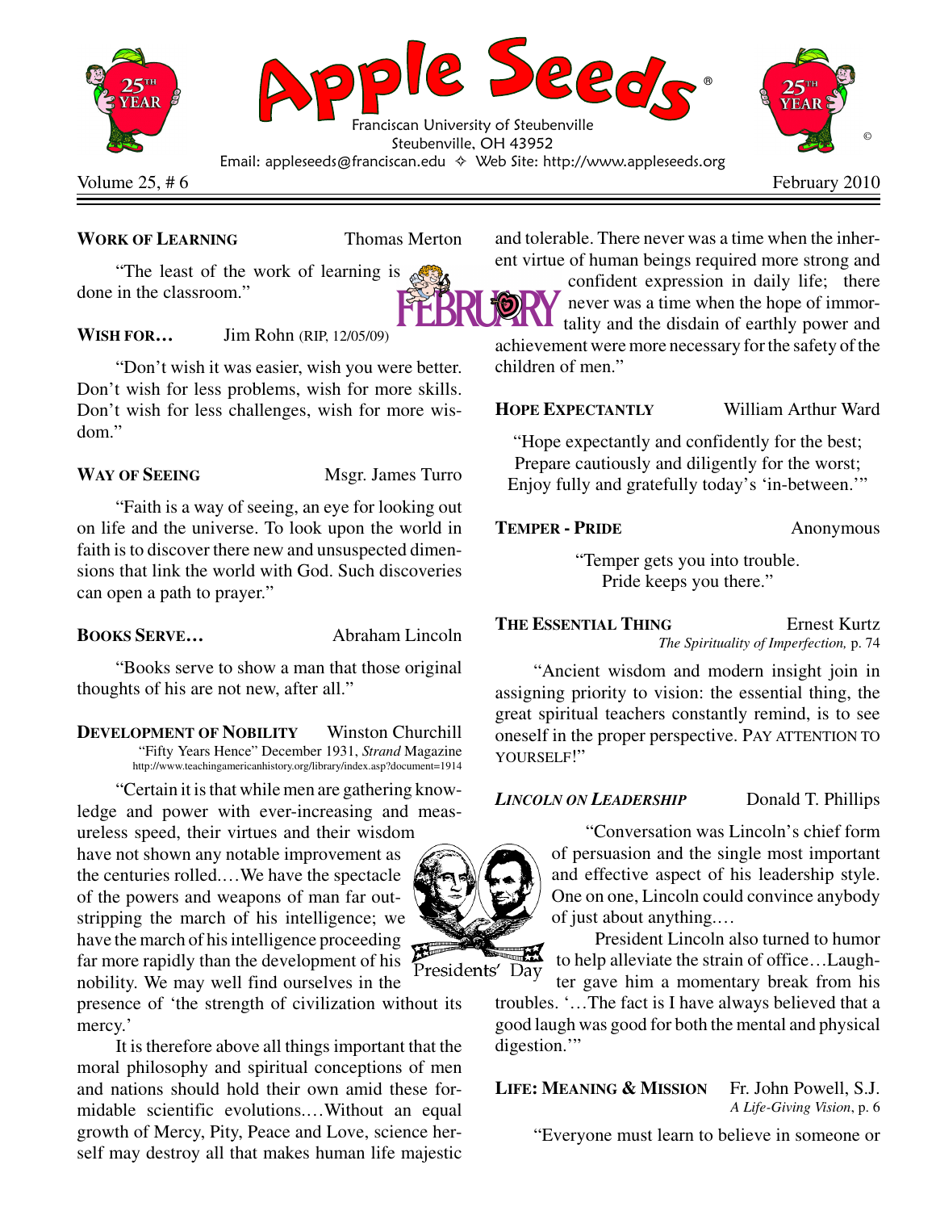# Apple Seeds®

Franciscan University of Steubenville
Steubenville, OH 43952
Email: appleseeds@franciscan.edu ✧ Web Site: http://www.appleseeds.org

Volume 25, # 6 — February 2010

**WORK OF LEARNING** — Thomas Merton

"The least of the work of learning is done in the classroom."

**WISH FOR…** — Jim Rohn (RIP, 12/05/09)

"Don't wish it was easier, wish you were better. Don't wish for less problems, wish for more skills. Don't wish for less challenges, wish for more wisdom."

**WAY OF SEEING** — Msgr. James Turro

"Faith is a way of seeing, an eye for looking out on life and the universe. To look upon the world in faith is to discover there new and unsuspected dimensions that link the world with God. Such discoveries can open a path to prayer."

**BOOKS SERVE…** — Abraham Lincoln

"Books serve to show a man that those original thoughts of his are not new, after all."

**DEVELOPMENT OF NOBILITY** — Winston Churchill
"Fifty Years Hence" December 1931, *Strand* Magazine
http://www.teachingamericanhistory.org/library/index.asp?document=1914

"Certain it is that while men are gathering knowledge and power with ever-increasing and measureless speed, their virtues and their wisdom have not shown any notable improvement as the centuries rolled.…We have the spectacle of the powers and weapons of man far outstripping the march of his intelligence; we have the march of his intelligence proceeding far more rapidly than the development of his nobility. We may well find ourselves in the presence of 'the strength of civilization without its mercy.'

It is therefore above all things important that the moral philosophy and spiritual conceptions of men and nations should hold their own amid these formidable scientific evolutions.…Without an equal growth of Mercy, Pity, Peace and Love, science herself may destroy all that makes human life majestic and tolerable. There never was a time when the inherent virtue of human beings required more strong and confident expression in daily life; there never was a time when the hope of immortality and the disdain of earthly power and achievement were more necessary for the safety of the children of men."

**HOPE EXPECTANTLY** — William Arthur Ward

"Hope expectantly and confidently for the best;
Prepare cautiously and diligently for the worst;
Enjoy fully and gratefully today's 'in-between.'"

**TEMPER - PRIDE** — Anonymous

"Temper gets you into trouble.
Pride keeps you there."

**THE ESSENTIAL THING** — Ernest Kurtz
*The Spirituality of Imperfection,* p. 74

"Ancient wisdom and modern insight join in assigning priority to vision: the essential thing, the great spiritual teachers constantly remind, is to see oneself in the proper perspective. PAY ATTENTION TO YOURSELF!"

***LINCOLN ON LEADERSHIP*** — Donald T. Phillips

"Conversation was Lincoln's chief form of persuasion and the single most important and effective aspect of his leadership style. One on one, Lincoln could convince anybody of just about anything.…

President Lincoln also turned to humor to help alleviate the strain of office…Laughter gave him a momentary break from his troubles. '…The fact is I have always believed that a good laugh was good for both the mental and physical digestion.'"

**LIFE: MEANING & MISSION** — Fr. John Powell, S.J.
*A Life-Giving Vision*, p. 6

"Everyone must learn to believe in someone or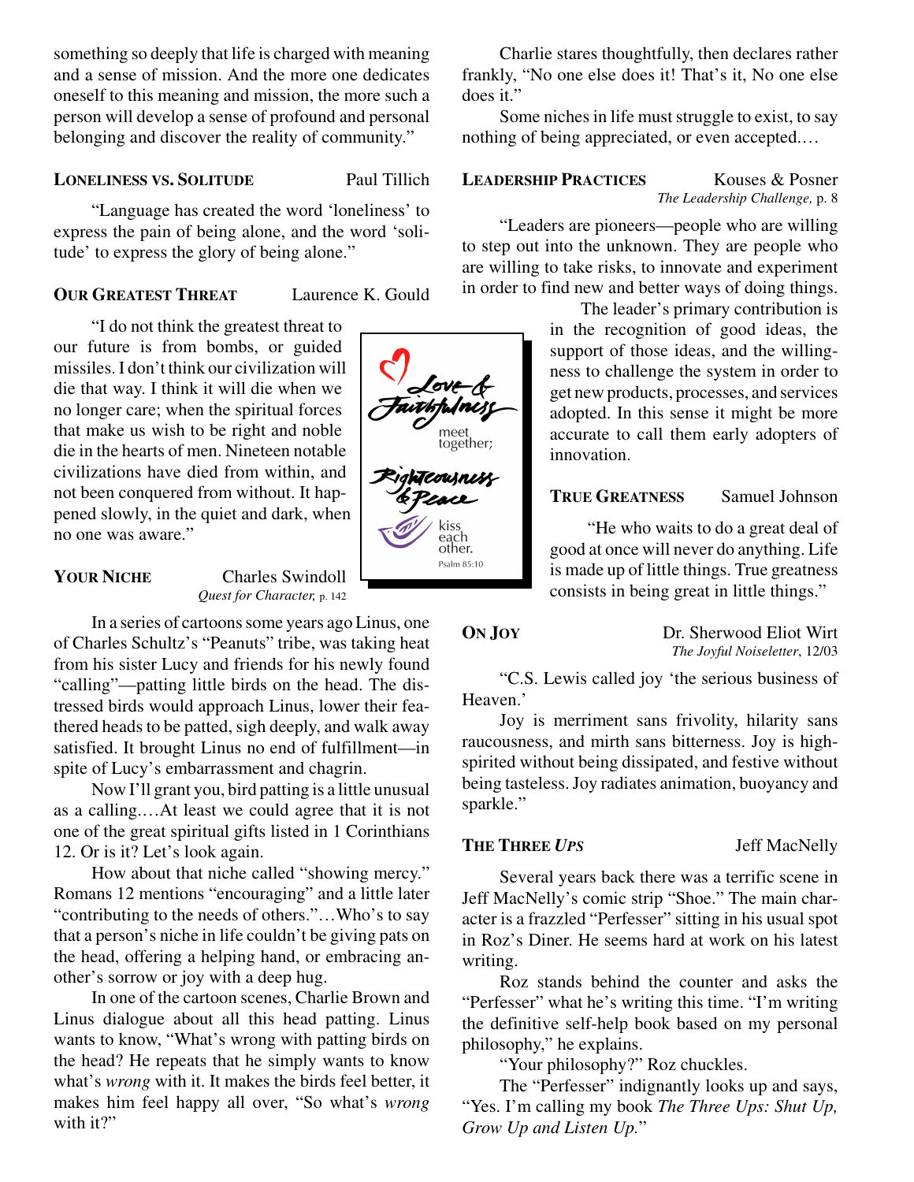something so deeply that life is charged with meaning and a sense of mission. And the more one dedicates oneself to this meaning and mission, the more such a person will develop a sense of profound and personal belonging and discover the reality of community."

**LONELINESS VS. SOLITUDE** Paul Tillich

"Language has created the word 'loneliness' to express the pain of being alone, and the word 'solitude' to express the glory of being alone."

**OUR GREATEST THREAT** Laurence K. Gould

"I do not think the greatest threat to our future is from bombs, or guided missiles. I don't think our civilization will die that way. I think it will die when we no longer care; when the spiritual forces that make us wish to be right and noble die in the hearts of men. Nineteen notable civilizations have died from within, and not been conquered from without. It happened slowly, in the quiet and dark, when no one was aware."

Love & Faithfulness meet together; Righteousness & Peace kiss each other. Psalm 85:10

**YOUR NICHE** Charles Swindoll
*Quest for Character,* p. 142

In a series of cartoons some years ago Linus, one of Charles Schultz's "Peanuts" tribe, was taking heat from his sister Lucy and friends for his newly found "calling"—patting little birds on the head. The distressed birds would approach Linus, lower their feathered heads to be patted, sigh deeply, and walk away satisfied. It brought Linus no end of fulfillment—in spite of Lucy's embarrassment and chagrin.

Now I'll grant you, bird patting is a little unusual as a calling.…At least we could agree that it is not one of the great spiritual gifts listed in 1 Corinthians 12. Or is it? Let's look again.

How about that niche called "showing mercy." Romans 12 mentions "encouraging" and a little later "contributing to the needs of others."…Who's to say that a person's niche in life couldn't be giving pats on the head, offering a helping hand, or embracing another's sorrow or joy with a deep hug.

In one of the cartoon scenes, Charlie Brown and Linus dialogue about all this head patting. Linus wants to know, "What's wrong with patting birds on the head? He repeats that he simply wants to know what's *wrong* with it. It makes the birds feel better, it makes him feel happy all over, "So what's *wrong* with it?"

Charlie stares thoughtfully, then declares rather frankly, "No one else does it! That's it, No one else does it."

Some niches in life must struggle to exist, to say nothing of being appreciated, or even accepted.…

**LEADERSHIP PRACTICES** Kouses & Posner
*The Leadership Challenge,* p. 8

"Leaders are pioneers—people who are willing to step out into the unknown. They are people who are willing to take risks, to innovate and experiment in order to find new and better ways of doing things.

The leader's primary contribution is in the recognition of good ideas, the support of those ideas, and the willingness to challenge the system in order to get new products, processes, and services adopted. In this sense it might be more accurate to call them early adopters of innovation.

**TRUE GREATNESS** Samuel Johnson

"He who waits to do a great deal of good at once will never do anything. Life is made up of little things. True greatness consists in being great in little things."

**ON JOY** Dr. Sherwood Eliot Wirt
*The Joyful Noiseletter*, 12/03

"C.S. Lewis called joy 'the serious business of Heaven.'

Joy is merriment sans frivolity, hilarity sans raucousness, and mirth sans bitterness. Joy is high-spirited without being dissipated, and festive without being tasteless. Joy radiates animation, buoyancy and sparkle."

**THE THREE *UPS*** Jeff MacNelly

Several years back there was a terrific scene in Jeff MacNelly's comic strip "Shoe." The main character is a frazzled "Perfesser" sitting in his usual spot in Roz's Diner. He seems hard at work on his latest writing.

Roz stands behind the counter and asks the "Perfesser" what he's writing this time. "I'm writing the definitive self-help book based on my personal philosophy," he explains.

"Your philosophy?" Roz chuckles.

The "Perfesser" indignantly looks up and says, "Yes. I'm calling my book *The Three Ups: Shut Up, Grow Up and Listen Up.*"